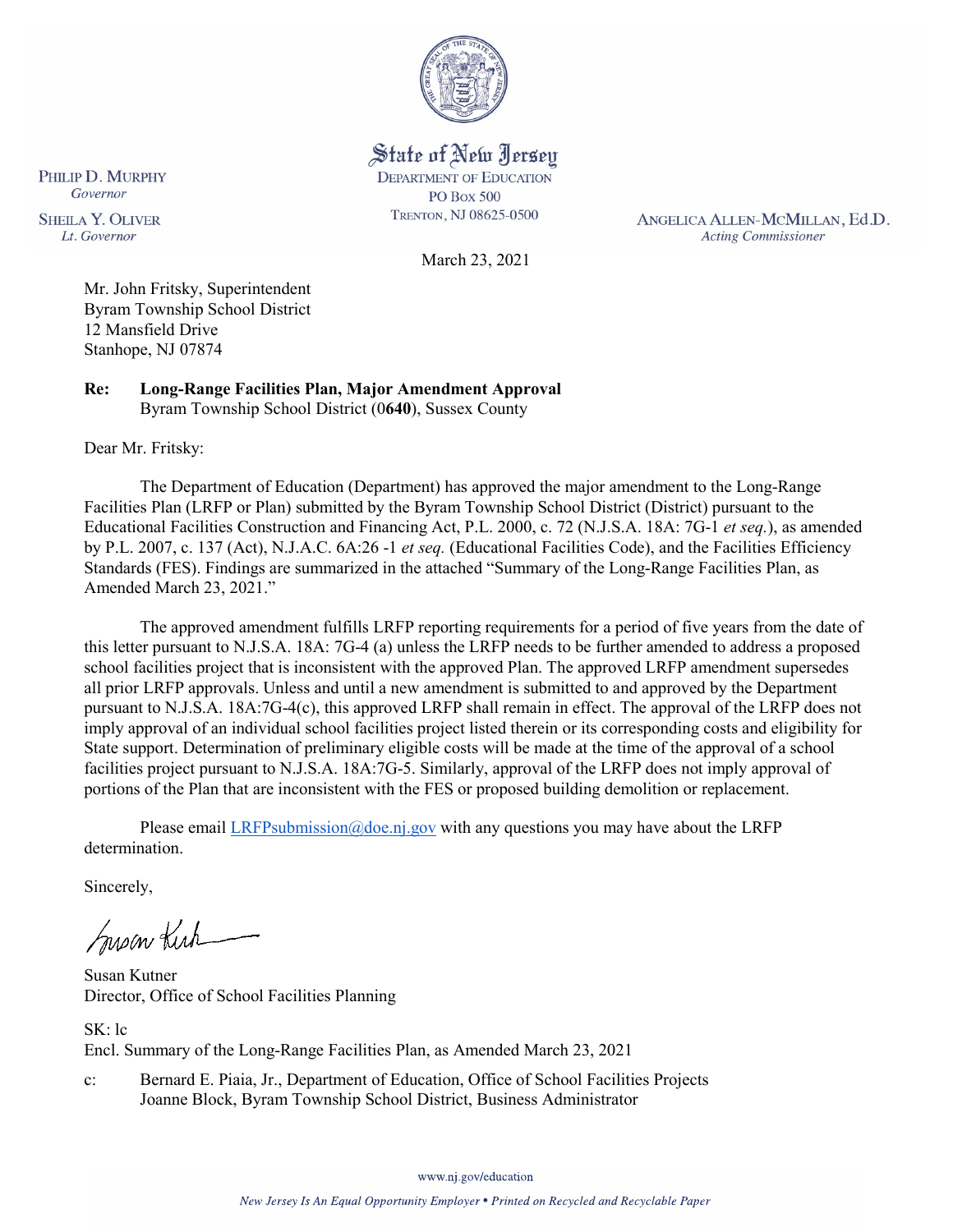State of New Jersey
DEPARTMENT OF EDUCATION
PO Box 500
TRENTON, NJ 08625-0500

PHILIP D. MURPHY
*Governor*

SHEILA Y. OLIVER
*Lt. Governor*

ANGELICA ALLEN-MCMILLAN, Ed.D.
*Acting Commissioner*

March 23, 2021

Mr. John Fritsky, Superintendent
Byram Township School District
12 Mansfield Drive
Stanhope, NJ 07874

**Re: Long-Range Facilities Plan, Major Amendment Approval**
Byram Township School District (0**640**), Sussex County

Dear Mr. Fritsky:

The Department of Education (Department) has approved the major amendment to the Long-Range Facilities Plan (LRFP or Plan) submitted by the Byram Township School District (District) pursuant to the Educational Facilities Construction and Financing Act, P.L. 2000, c. 72 (N.J.S.A. 18A: 7G-1 *et seq.*), as amended by P.L. 2007, c. 137 (Act), N.J.A.C. 6A:26 -1 *et seq.* (Educational Facilities Code), and the Facilities Efficiency Standards (FES). Findings are summarized in the attached "Summary of the Long-Range Facilities Plan, as Amended March 23, 2021."

The approved amendment fulfills LRFP reporting requirements for a period of five years from the date of this letter pursuant to N.J.S.A. 18A: 7G-4 (a) unless the LRFP needs to be further amended to address a proposed school facilities project that is inconsistent with the approved Plan. The approved LRFP amendment supersedes all prior LRFP approvals. Unless and until a new amendment is submitted to and approved by the Department pursuant to N.J.S.A. 18A:7G-4(c), this approved LRFP shall remain in effect. The approval of the LRFP does not imply approval of an individual school facilities project listed therein or its corresponding costs and eligibility for State support. Determination of preliminary eligible costs will be made at the time of the approval of a school facilities project pursuant to N.J.S.A. 18A:7G-5. Similarly, approval of the LRFP does not imply approval of portions of the Plan that are inconsistent with the FES or proposed building demolition or replacement.

Please email LRFPsubmission@doe.nj.gov with any questions you may have about the LRFP determination.

Sincerely,

Susan Kutner
Director, Office of School Facilities Planning

SK: lc
Encl. Summary of the Long-Range Facilities Plan, as Amended March 23, 2021

c: Bernard E. Piaia, Jr., Department of Education, Office of School Facilities Projects
Joanne Block, Byram Township School District, Business Administrator

www.nj.gov/education

*New Jersey Is An Equal Opportunity Employer • Printed on Recycled and Recyclable Paper*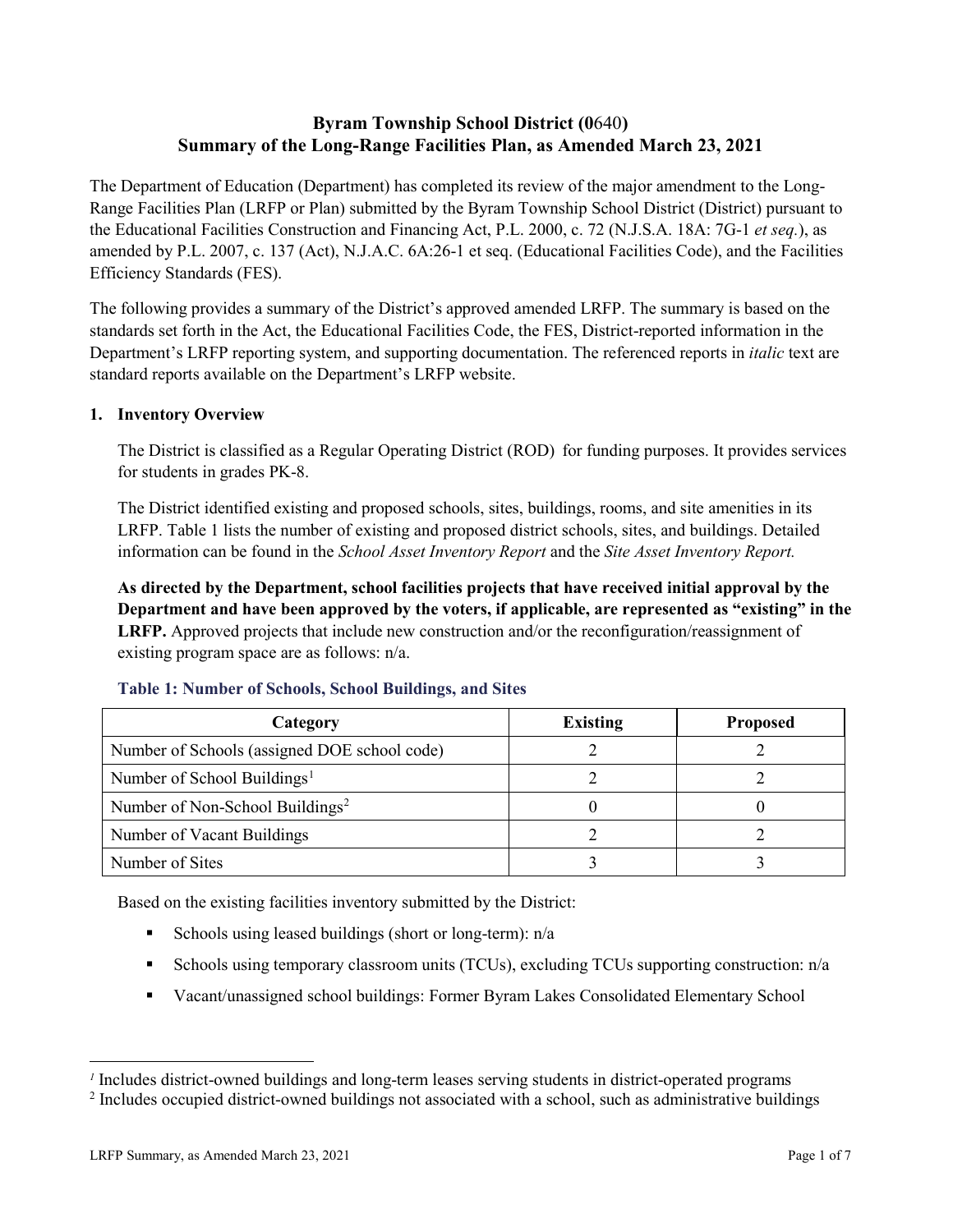# Byram Township School District (0640)
# Summary of the Long-Range Facilities Plan, as Amended March 23, 2021

The Department of Education (Department) has completed its review of the major amendment to the Long-Range Facilities Plan (LRFP or Plan) submitted by the Byram Township School District (District) pursuant to the Educational Facilities Construction and Financing Act, P.L. 2000, c. 72 (N.J.S.A. 18A: 7G-1 *et seq.*), as amended by P.L. 2007, c. 137 (Act), N.J.A.C. 6A:26-1 et seq. (Educational Facilities Code), and the Facilities Efficiency Standards (FES).

The following provides a summary of the District's approved amended LRFP. The summary is based on the standards set forth in the Act, the Educational Facilities Code, the FES, District-reported information in the Department's LRFP reporting system, and supporting documentation. The referenced reports in *italic* text are standard reports available on the Department's LRFP website.

## 1. Inventory Overview

The District is classified as a Regular Operating District (ROD) for funding purposes. It provides services for students in grades PK-8.

The District identified existing and proposed schools, sites, buildings, rooms, and site amenities in its LRFP. Table 1 lists the number of existing and proposed district schools, sites, and buildings. Detailed information can be found in the *School Asset Inventory Report* and the *Site Asset Inventory Report.*

**As directed by the Department, school facilities projects that have received initial approval by the Department and have been approved by the voters, if applicable, are represented as "existing" in the LRFP.** Approved projects that include new construction and/or the reconfiguration/reassignment of existing program space are as follows: n/a.

### Table 1: Number of Schools, School Buildings, and Sites

| Category | Existing | Proposed |
|---|---|---|
| Number of Schools (assigned DOE school code) | 2 | 2 |
| Number of School Buildings[1] | 2 | 2 |
| Number of Non-School Buildings[2] | 0 | 0 |
| Number of Vacant Buildings | 2 | 2 |
| Number of Sites | 3 | 3 |

Based on the existing facilities inventory submitted by the District:

- Schools using leased buildings (short or long-term): n/a
- Schools using temporary classroom units (TCUs), excluding TCUs supporting construction: n/a
- Vacant/unassigned school buildings: Former Byram Lakes Consolidated Elementary School

[1] Includes district-owned buildings and long-term leases serving students in district-operated programs

[2] Includes occupied district-owned buildings not associated with a school, such as administrative buildings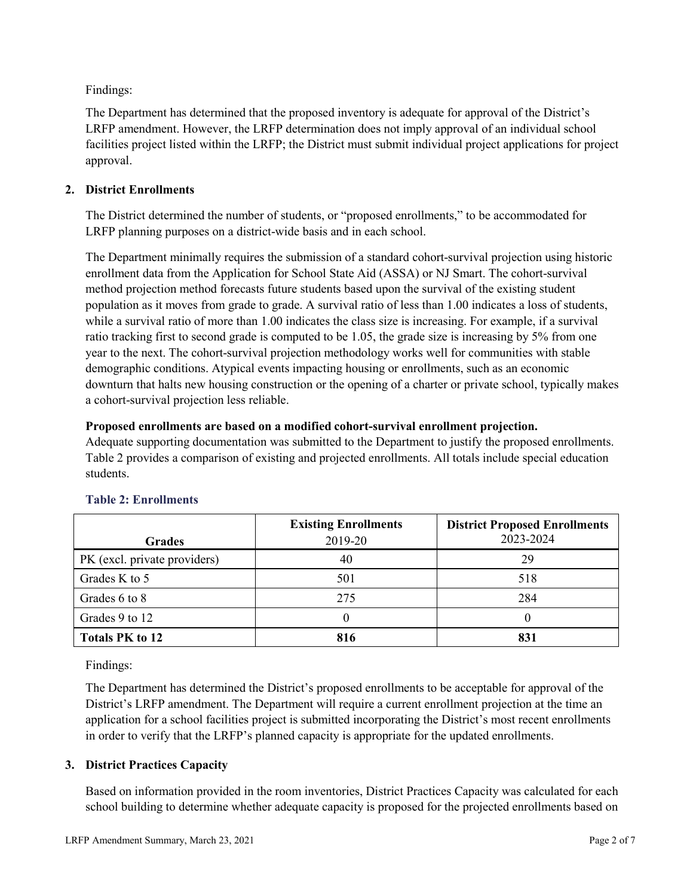Findings:

The Department has determined that the proposed inventory is adequate for approval of the District's LRFP amendment. However, the LRFP determination does not imply approval of an individual school facilities project listed within the LRFP; the District must submit individual project applications for project approval.

## 2. District Enrollments

The District determined the number of students, or "proposed enrollments," to be accommodated for LRFP planning purposes on a district-wide basis and in each school.

The Department minimally requires the submission of a standard cohort-survival projection using historic enrollment data from the Application for School State Aid (ASSA) or NJ Smart. The cohort-survival method projection method forecasts future students based upon the survival of the existing student population as it moves from grade to grade. A survival ratio of less than 1.00 indicates a loss of students, while a survival ratio of more than 1.00 indicates the class size is increasing. For example, if a survival ratio tracking first to second grade is computed to be 1.05, the grade size is increasing by 5% from one year to the next. The cohort-survival projection methodology works well for communities with stable demographic conditions. Atypical events impacting housing or enrollments, such as an economic downturn that halts new housing construction or the opening of a charter or private school, typically makes a cohort-survival projection less reliable.

**Proposed enrollments are based on a modified cohort-survival enrollment projection.**
Adequate supporting documentation was submitted to the Department to justify the proposed enrollments. Table 2 provides a comparison of existing and projected enrollments. All totals include special education students.

### Table 2: Enrollments

| Grades | Existing Enrollments 2019-20 | District Proposed Enrollments 2023-2024 |
| --- | --- | --- |
| PK (excl. private providers) | 40 | 29 |
| Grades K to 5 | 501 | 518 |
| Grades 6 to 8 | 275 | 284 |
| Grades 9 to 12 | 0 | 0 |
| **Totals PK to 12** | **816** | **831** |

Findings:

The Department has determined the District's proposed enrollments to be acceptable for approval of the District's LRFP amendment. The Department will require a current enrollment projection at the time an application for a school facilities project is submitted incorporating the District's most recent enrollments in order to verify that the LRFP's planned capacity is appropriate for the updated enrollments.

## 3. District Practices Capacity

Based on information provided in the room inventories, District Practices Capacity was calculated for each school building to determine whether adequate capacity is proposed for the projected enrollments based on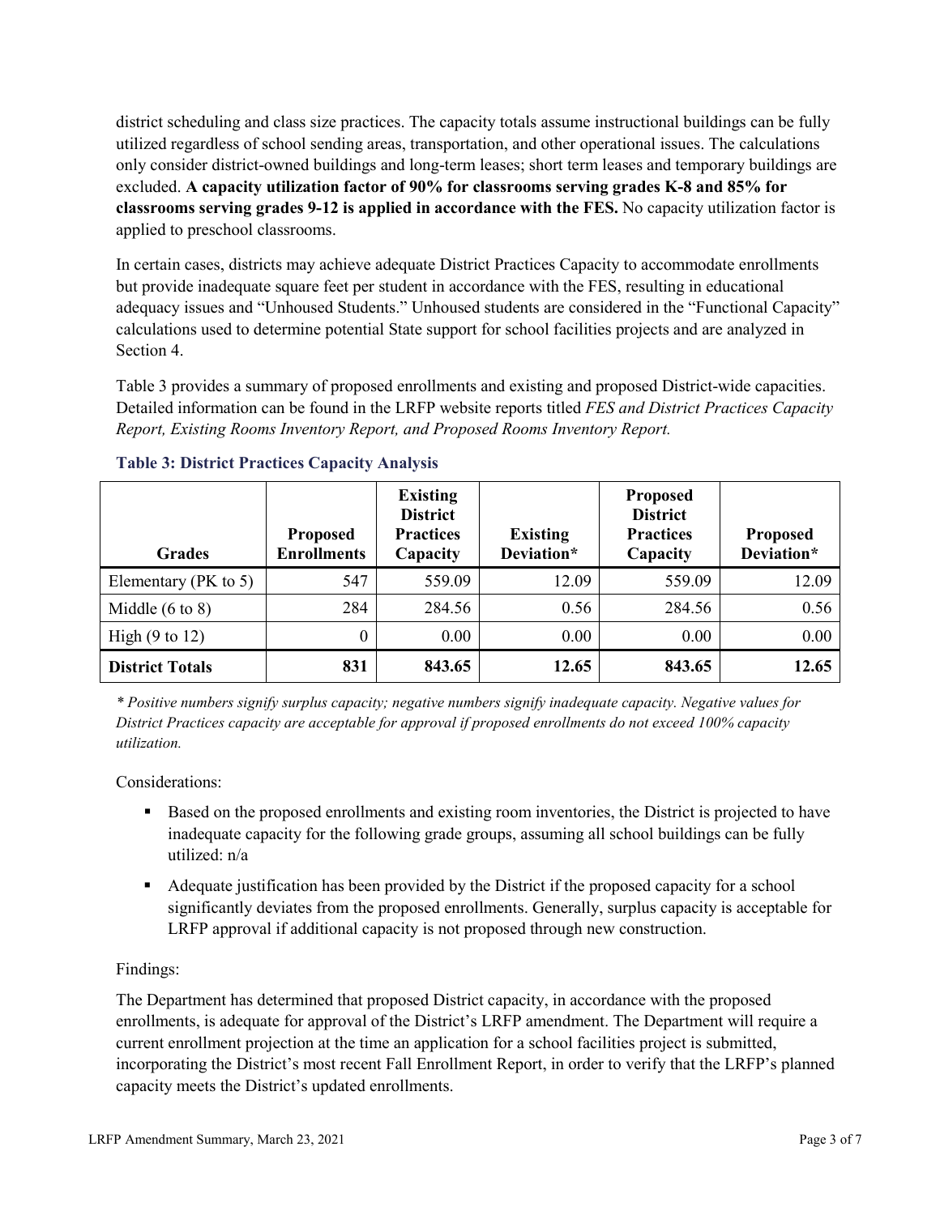district scheduling and class size practices. The capacity totals assume instructional buildings can be fully utilized regardless of school sending areas, transportation, and other operational issues. The calculations only consider district-owned buildings and long-term leases; short term leases and temporary buildings are excluded. **A capacity utilization factor of 90% for classrooms serving grades K-8 and 85% for classrooms serving grades 9-12 is applied in accordance with the FES.** No capacity utilization factor is applied to preschool classrooms.

In certain cases, districts may achieve adequate District Practices Capacity to accommodate enrollments but provide inadequate square feet per student in accordance with the FES, resulting in educational adequacy issues and "Unhoused Students." Unhoused students are considered in the "Functional Capacity" calculations used to determine potential State support for school facilities projects and are analyzed in Section 4.

Table 3 provides a summary of proposed enrollments and existing and proposed District-wide capacities. Detailed information can be found in the LRFP website reports titled *FES and District Practices Capacity Report, Existing Rooms Inventory Report, and Proposed Rooms Inventory Report.*

### Table 3: District Practices Capacity Analysis

| Grades | Proposed Enrollments | Existing District Practices Capacity | Existing Deviation* | Proposed District Practices Capacity | Proposed Deviation* |
|---|---|---|---|---|---|
| Elementary (PK to 5) | 547 | 559.09 | 12.09 | 559.09 | 12.09 |
| Middle (6 to 8) | 284 | 284.56 | 0.56 | 284.56 | 0.56 |
| High (9 to 12) | 0 | 0.00 | 0.00 | 0.00 | 0.00 |
| **District Totals** | **831** | **843.65** | **12.65** | **843.65** | **12.65** |

*\* Positive numbers signify surplus capacity; negative numbers signify inadequate capacity. Negative values for District Practices capacity are acceptable for approval if proposed enrollments do not exceed 100% capacity utilization.*

Considerations:

- Based on the proposed enrollments and existing room inventories, the District is projected to have inadequate capacity for the following grade groups, assuming all school buildings can be fully utilized: n/a
- Adequate justification has been provided by the District if the proposed capacity for a school significantly deviates from the proposed enrollments. Generally, surplus capacity is acceptable for LRFP approval if additional capacity is not proposed through new construction.

Findings:

The Department has determined that proposed District capacity, in accordance with the proposed enrollments, is adequate for approval of the District's LRFP amendment. The Department will require a current enrollment projection at the time an application for a school facilities project is submitted, incorporating the District's most recent Fall Enrollment Report, in order to verify that the LRFP's planned capacity meets the District's updated enrollments.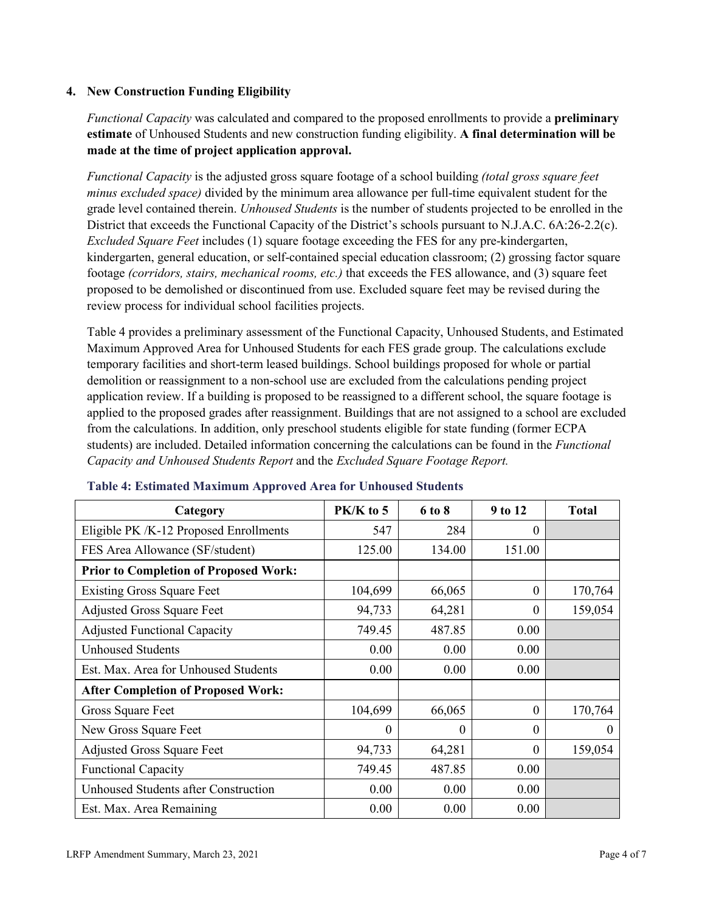## 4. New Construction Funding Eligibility

*Functional Capacity* was calculated and compared to the proposed enrollments to provide a **preliminary estimate** of Unhoused Students and new construction funding eligibility. **A final determination will be made at the time of project application approval.**

*Functional Capacity* is the adjusted gross square footage of a school building *(total gross square feet minus excluded space)* divided by the minimum area allowance per full-time equivalent student for the grade level contained therein. *Unhoused Students* is the number of students projected to be enrolled in the District that exceeds the Functional Capacity of the District's schools pursuant to N.J.A.C. 6A:26-2.2(c). *Excluded Square Feet* includes (1) square footage exceeding the FES for any pre-kindergarten, kindergarten, general education, or self-contained special education classroom; (2) grossing factor square footage *(corridors, stairs, mechanical rooms, etc.)* that exceeds the FES allowance, and (3) square feet proposed to be demolished or discontinued from use. Excluded square feet may be revised during the review process for individual school facilities projects.

Table 4 provides a preliminary assessment of the Functional Capacity, Unhoused Students, and Estimated Maximum Approved Area for Unhoused Students for each FES grade group. The calculations exclude temporary facilities and short-term leased buildings. School buildings proposed for whole or partial demolition or reassignment to a non-school use are excluded from the calculations pending project application review. If a building is proposed to be reassigned to a different school, the square footage is applied to the proposed grades after reassignment. Buildings that are not assigned to a school are excluded from the calculations. In addition, only preschool students eligible for state funding (former ECPA students) are included. Detailed information concerning the calculations can be found in the *Functional Capacity and Unhoused Students Report* and the *Excluded Square Footage Report.*

**Table 4: Estimated Maximum Approved Area for Unhoused Students**

| Category | PK/K to 5 | 6 to 8 | 9 to 12 | Total |
|---|---|---|---|---|
| Eligible PK /K-12 Proposed Enrollments | 547 | 284 | 0 | |
| FES Area Allowance (SF/student) | 125.00 | 134.00 | 151.00 | |
| **Prior to Completion of Proposed Work:** | | | | |
| Existing Gross Square Feet | 104,699 | 66,065 | 0 | 170,764 |
| Adjusted Gross Square Feet | 94,733 | 64,281 | 0 | 159,054 |
| Adjusted Functional Capacity | 749.45 | 487.85 | 0.00 | |
| Unhoused Students | 0.00 | 0.00 | 0.00 | |
| Est. Max. Area for Unhoused Students | 0.00 | 0.00 | 0.00 | |
| **After Completion of Proposed Work:** | | | | |
| Gross Square Feet | 104,699 | 66,065 | 0 | 170,764 |
| New Gross Square Feet | 0 | 0 | 0 | 0 |
| Adjusted Gross Square Feet | 94,733 | 64,281 | 0 | 159,054 |
| Functional Capacity | 749.45 | 487.85 | 0.00 | |
| Unhoused Students after Construction | 0.00 | 0.00 | 0.00 | |
| Est. Max. Area Remaining | 0.00 | 0.00 | 0.00 | |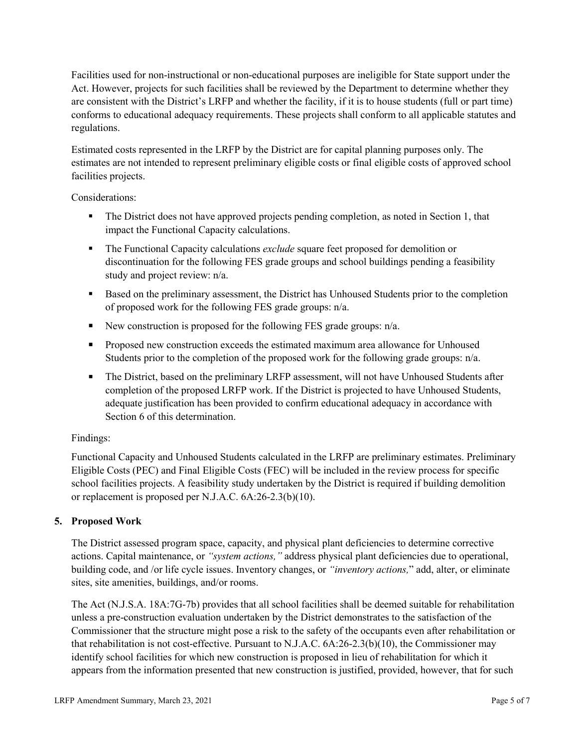Facilities used for non-instructional or non-educational purposes are ineligible for State support under the Act. However, projects for such facilities shall be reviewed by the Department to determine whether they are consistent with the District's LRFP and whether the facility, if it is to house students (full or part time) conforms to educational adequacy requirements. These projects shall conform to all applicable statutes and regulations.

Estimated costs represented in the LRFP by the District are for capital planning purposes only. The estimates are not intended to represent preliminary eligible costs or final eligible costs of approved school facilities projects.

Considerations:

- The District does not have approved projects pending completion, as noted in Section 1, that impact the Functional Capacity calculations.
- The Functional Capacity calculations *exclude* square feet proposed for demolition or discontinuation for the following FES grade groups and school buildings pending a feasibility study and project review: n/a.
- Based on the preliminary assessment, the District has Unhoused Students prior to the completion of proposed work for the following FES grade groups: n/a.
- New construction is proposed for the following FES grade groups: n/a.
- Proposed new construction exceeds the estimated maximum area allowance for Unhoused Students prior to the completion of the proposed work for the following grade groups: n/a.
- The District, based on the preliminary LRFP assessment, will not have Unhoused Students after completion of the proposed LRFP work. If the District is projected to have Unhoused Students, adequate justification has been provided to confirm educational adequacy in accordance with Section 6 of this determination.

Findings:

Functional Capacity and Unhoused Students calculated in the LRFP are preliminary estimates. Preliminary Eligible Costs (PEC) and Final Eligible Costs (FEC) will be included in the review process for specific school facilities projects. A feasibility study undertaken by the District is required if building demolition or replacement is proposed per N.J.A.C. 6A:26-2.3(b)(10).

## 5. Proposed Work

The District assessed program space, capacity, and physical plant deficiencies to determine corrective actions. Capital maintenance, or *"system actions,"* address physical plant deficiencies due to operational, building code, and /or life cycle issues. Inventory changes, or *"inventory actions,"* add, alter, or eliminate sites, site amenities, buildings, and/or rooms.

The Act (N.J.S.A. 18A:7G-7b) provides that all school facilities shall be deemed suitable for rehabilitation unless a pre-construction evaluation undertaken by the District demonstrates to the satisfaction of the Commissioner that the structure might pose a risk to the safety of the occupants even after rehabilitation or that rehabilitation is not cost-effective. Pursuant to N.J.A.C. 6A:26-2.3(b)(10), the Commissioner may identify school facilities for which new construction is proposed in lieu of rehabilitation for which it appears from the information presented that new construction is justified, provided, however, that for such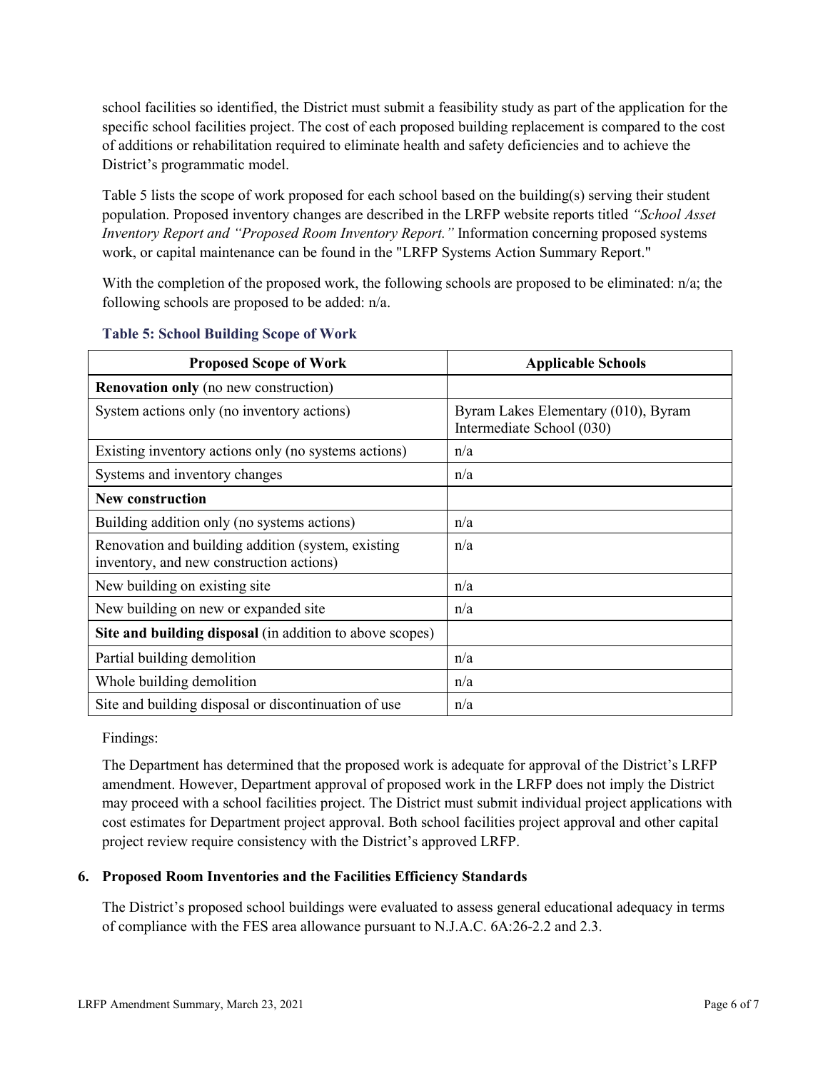school facilities so identified, the District must submit a feasibility study as part of the application for the specific school facilities project. The cost of each proposed building replacement is compared to the cost of additions or rehabilitation required to eliminate health and safety deficiencies and to achieve the District's programmatic model.

Table 5 lists the scope of work proposed for each school based on the building(s) serving their student population. Proposed inventory changes are described in the LRFP website reports titled *"School Asset Inventory Report and "Proposed Room Inventory Report."* Information concerning proposed systems work, or capital maintenance can be found in the "LRFP Systems Action Summary Report."

With the completion of the proposed work, the following schools are proposed to be eliminated: n/a; the following schools are proposed to be added: n/a.

**Table 5: School Building Scope of Work**

| Proposed Scope of Work | Applicable Schools |
|---|---|
| **Renovation only** (no new construction) | |
| System actions only (no inventory actions) | Byram Lakes Elementary (010), Byram Intermediate School (030) |
| Existing inventory actions only (no systems actions) | n/a |
| Systems and inventory changes | n/a |
| **New construction** | |
| Building addition only (no systems actions) | n/a |
| Renovation and building addition (system, existing inventory, and new construction actions) | n/a |
| New building on existing site | n/a |
| New building on new or expanded site | n/a |
| **Site and building disposal** (in addition to above scopes) | |
| Partial building demolition | n/a |
| Whole building demolition | n/a |
| Site and building disposal or discontinuation of use | n/a |

Findings:

The Department has determined that the proposed work is adequate for approval of the District's LRFP amendment. However, Department approval of proposed work in the LRFP does not imply the District may proceed with a school facilities project. The District must submit individual project applications with cost estimates for Department project approval. Both school facilities project approval and other capital project review require consistency with the District's approved LRFP.

### 6. Proposed Room Inventories and the Facilities Efficiency Standards

The District's proposed school buildings were evaluated to assess general educational adequacy in terms of compliance with the FES area allowance pursuant to N.J.A.C. 6A:26-2.2 and 2.3.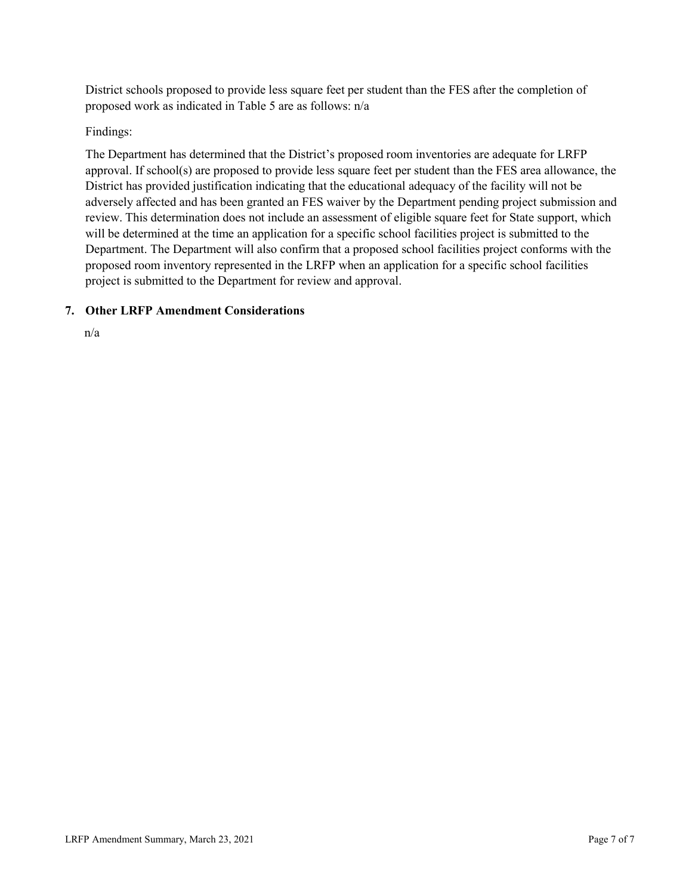District schools proposed to provide less square feet per student than the FES after the completion of proposed work as indicated in Table 5 are as follows: n/a

Findings:

The Department has determined that the District's proposed room inventories are adequate for LRFP approval. If school(s) are proposed to provide less square feet per student than the FES area allowance, the District has provided justification indicating that the educational adequacy of the facility will not be adversely affected and has been granted an FES waiver by the Department pending project submission and review. This determination does not include an assessment of eligible square feet for State support, which will be determined at the time an application for a specific school facilities project is submitted to the Department. The Department will also confirm that a proposed school facilities project conforms with the proposed room inventory represented in the LRFP when an application for a specific school facilities project is submitted to the Department for review and approval.

## 7. Other LRFP Amendment Considerations

n/a